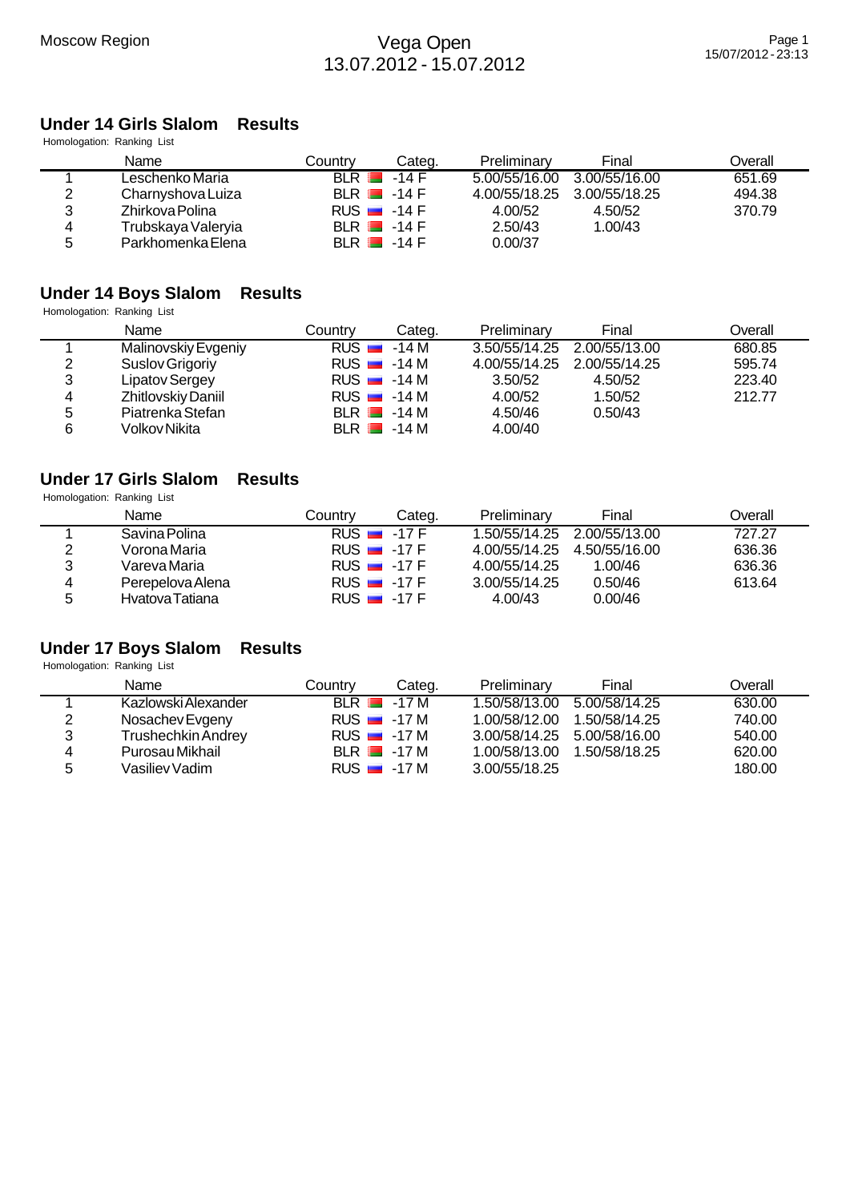Moscow Region

# Vega Open
13.07.2012 - 15.07.2012

## Under 14 Girls Slalom Results

Homologation: Ranking List

| | Name | Country | Categ. | Preliminary | Final | Overall |
|---|---|---|---|---|---|---|
| 1 | Leschenko Maria | BLR | -14 F | 5.00/55/16.00 | 3.00/55/16.00 | 651.69 |
| 2 | Charnyshova Luiza | BLR | -14 F | 4.00/55/18.25 | 3.00/55/18.25 | 494.38 |
| 3 | Zhirkova Polina | RUS | -14 F | 4.00/52 | 4.50/52 | 370.79 |
| 4 | Trubskaya Valeryia | BLR | -14 F | 2.50/43 | 1.00/43 | |
| 5 | Parkhomenka Elena | BLR | -14 F | 0.00/37 | | |

## Under 14 Boys Slalom Results

Homologation: Ranking List

| | Name | Country | Categ. | Preliminary | Final | Overall |
|---|---|---|---|---|---|---|
| 1 | Malinovskiy Evgeniy | RUS | -14 M | 3.50/55/14.25 | 2.00/55/13.00 | 680.85 |
| 2 | Suslov Grigoriy | RUS | -14 M | 4.00/55/14.25 | 2.00/55/14.25 | 595.74 |
| 3 | Lipatov Sergey | RUS | -14 M | 3.50/52 | 4.50/52 | 223.40 |
| 4 | Zhitlovskiy Daniil | RUS | -14 M | 4.00/52 | 1.50/52 | 212.77 |
| 5 | Piatrenka Stefan | BLR | -14 M | 4.50/46 | 0.50/43 | |
| 6 | Volkov Nikita | BLR | -14 M | 4.00/40 | | |

## Under 17 Girls Slalom Results

Homologation: Ranking List

| | Name | Country | Categ. | Preliminary | Final | Overall |
|---|---|---|---|---|---|---|
| 1 | Savina Polina | RUS | -17 F | 1.50/55/14.25 | 2.00/55/13.00 | 727.27 |
| 2 | Vorona Maria | RUS | -17 F | 4.00/55/14.25 | 4.50/55/16.00 | 636.36 |
| 3 | Vareva Maria | RUS | -17 F | 4.00/55/14.25 | 1.00/46 | 636.36 |
| 4 | Perepelova Alena | RUS | -17 F | 3.00/55/14.25 | 0.50/46 | 613.64 |
| 5 | Hvatova Tatiana | RUS | -17 F | 4.00/43 | 0.00/46 | |

## Under 17 Boys Slalom Results

Homologation: Ranking List

| | Name | Country | Categ. | Preliminary | Final | Overall |
|---|---|---|---|---|---|---|
| 1 | Kazlowski Alexander | BLR | -17 M | 1.50/58/13.00 | 5.00/58/14.25 | 630.00 |
| 2 | Nosachev Evgeny | RUS | -17 M | 1.00/58/12.00 | 1.50/58/14.25 | 740.00 |
| 3 | Trushechkin Andrey | RUS | -17 M | 3.00/58/14.25 | 5.00/58/16.00 | 540.00 |
| 4 | Purosau Mikhail | BLR | -17 M | 1.00/58/13.00 | 1.50/58/18.25 | 620.00 |
| 5 | Vasiliev Vadim | RUS | -17 M | 3.00/55/18.25 | | 180.00 |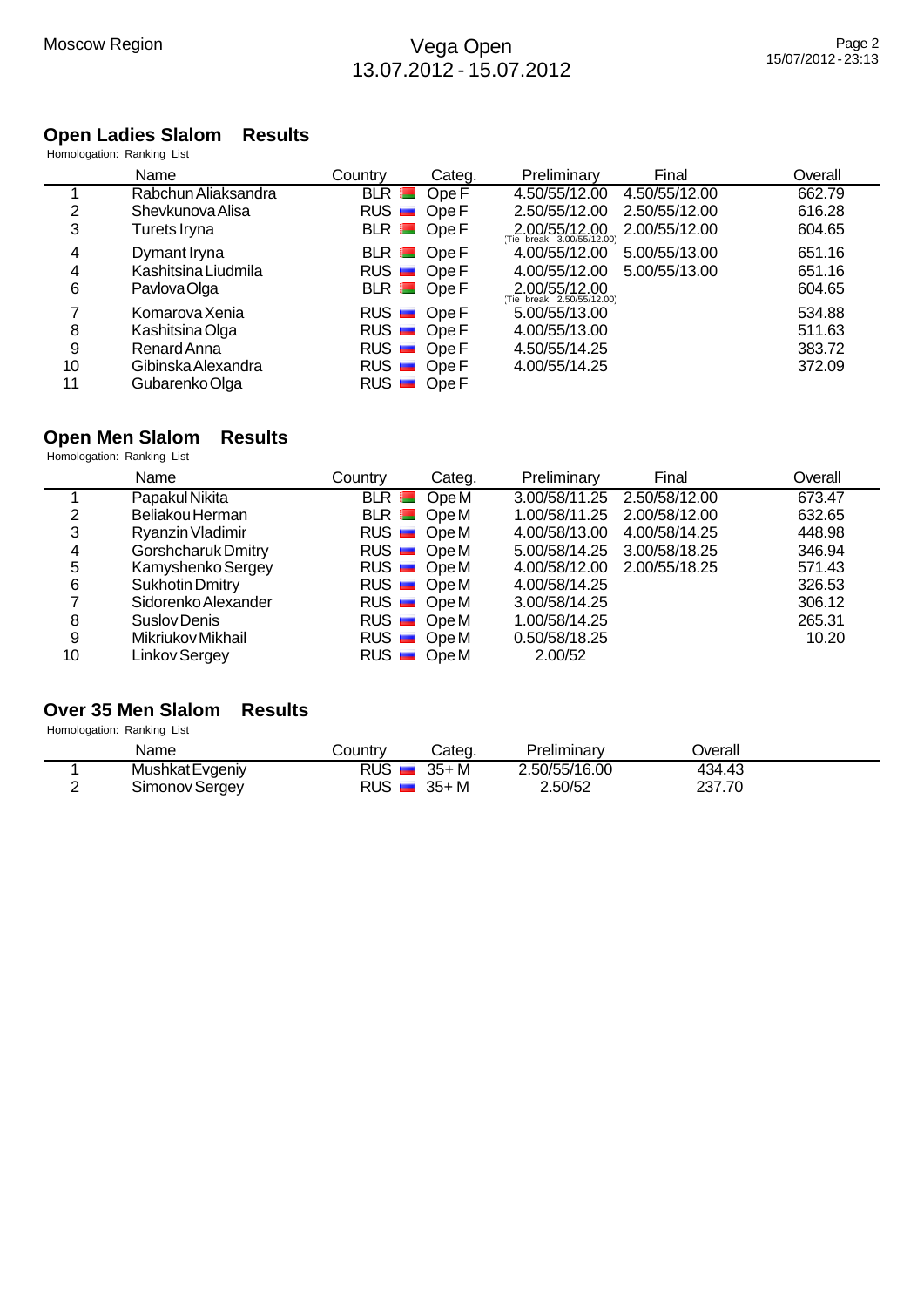## Open Ladies Slalom Results

Homologation: Ranking List

| | Name | Country | Categ. | Preliminary | Final | Overall |
|---|---|---|---|---|---|---|
| 1 | Rabchun Aliaksandra | BLR | Ope F | 4.50/55/12.00 | 4.50/55/12.00 | 662.79 |
| 2 | Shevkunova Alisa | RUS | Ope F | 2.50/55/12.00 | 2.50/55/12.00 | 616.28 |
| 3 | Turets Iryna | BLR | Ope F | 2.00/55/12.00 (Tie break: 3.00/55/12.00) | 2.00/55/12.00 | 604.65 |
| 4 | Dymant Iryna | BLR | Ope F | 4.00/55/12.00 | 5.00/55/13.00 | 651.16 |
| 4 | Kashitsina Liudmila | RUS | Ope F | 4.00/55/12.00 | 5.00/55/13.00 | 651.16 |
| 6 | Pavlova Olga | BLR | Ope F | 2.00/55/12.00 (Tie break: 2.50/55/12.00) | | 604.65 |
| 7 | Komarova Xenia | RUS | Ope F | 5.00/55/13.00 | | 534.88 |
| 8 | Kashitsina Olga | RUS | Ope F | 4.00/55/13.00 | | 511.63 |
| 9 | Renard Anna | RUS | Ope F | 4.50/55/14.25 | | 383.72 |
| 10 | Gibinska Alexandra | RUS | Ope F | 4.00/55/14.25 | | 372.09 |
| 11 | Gubarenko Olga | RUS | Ope F | | | |

## Open Men Slalom Results

Homologation: Ranking List

| | Name | Country | Categ. | Preliminary | Final | Overall |
|---|---|---|---|---|---|---|
| 1 | Papakul Nikita | BLR | Ope M | 3.00/58/11.25 | 2.50/58/12.00 | 673.47 |
| 2 | Beliakou Herman | BLR | Ope M | 1.00/58/11.25 | 2.00/58/12.00 | 632.65 |
| 3 | Ryanzin Vladimir | RUS | Ope M | 4.00/58/13.00 | 4.00/58/14.25 | 448.98 |
| 4 | Gorshcharuk Dmitry | RUS | Ope M | 5.00/58/14.25 | 3.00/58/18.25 | 346.94 |
| 5 | Kamyshenko Sergey | RUS | Ope M | 4.00/58/12.00 | 2.00/55/18.25 | 571.43 |
| 6 | Sukhotin Dmitry | RUS | Ope M | 4.00/58/14.25 | | 326.53 |
| 7 | Sidorenko Alexander | RUS | Ope M | 3.00/58/14.25 | | 306.12 |
| 8 | Suslov Denis | RUS | Ope M | 1.00/58/14.25 | | 265.31 |
| 9 | Mikriukov Mikhail | RUS | Ope M | 0.50/58/18.25 | | 10.20 |
| 10 | Linkov Sergey | RUS | Ope M | 2.00/52 | | |

## Over 35 Men Slalom Results

Homologation: Ranking List

| | Name | Country | Categ. | Preliminary | Overall |
|---|---|---|---|---|---|
| 1 | Mushkat Evgeniy | RUS | 35+ M | 2.50/55/16.00 | 434.43 |
| 2 | Simonov Sergey | RUS | 35+ M | 2.50/52 | 237.70 |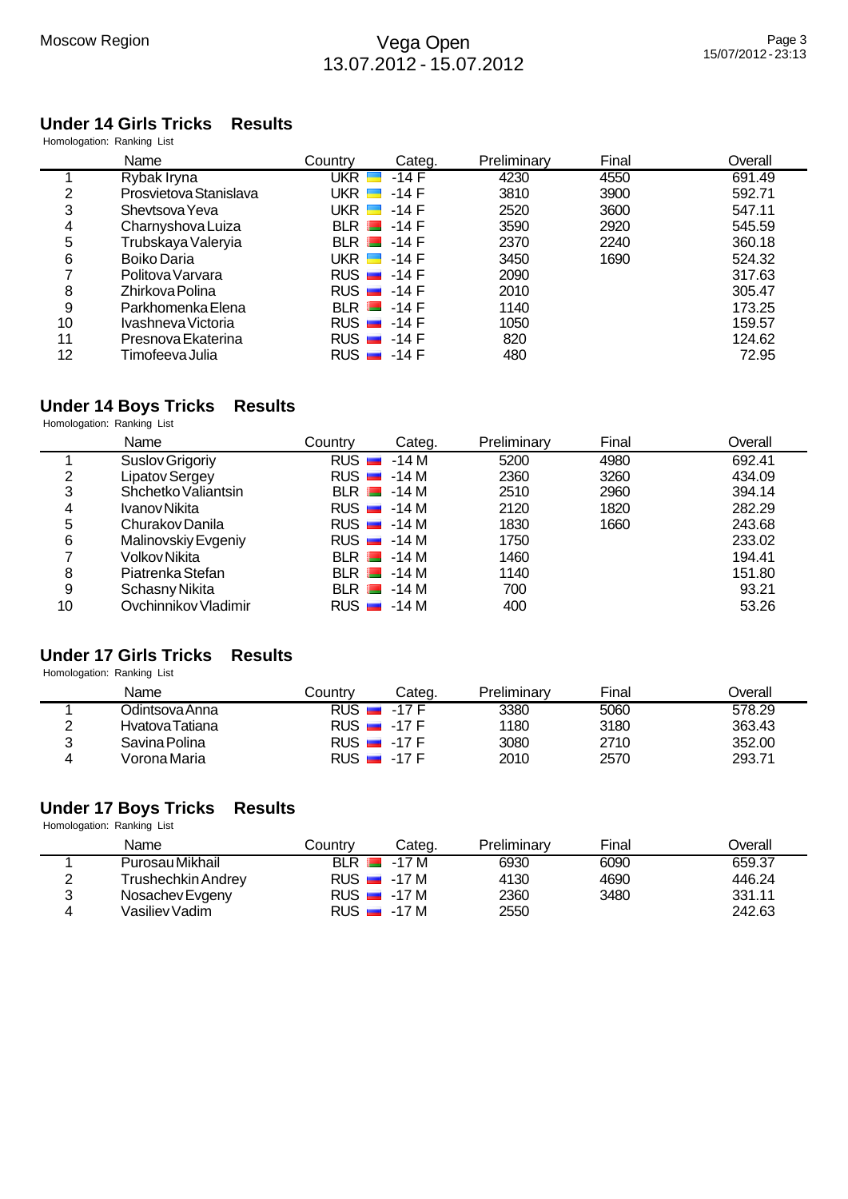## Under 14 Girls Tricks Results

Homologation: Ranking List

| | Name | Country | Categ. | Preliminary | Final | Overall |
|---|---|---|---|---|---|---|
| 1 | Rybak Iryna | UKR | -14 F | 4230 | 4550 | 691.49 |
| 2 | Prosvietova Stanislava | UKR | -14 F | 3810 | 3900 | 592.71 |
| 3 | Shevtsova Yeva | UKR | -14 F | 2520 | 3600 | 547.11 |
| 4 | Charnyshova Luiza | BLR | -14 F | 3590 | 2920 | 545.59 |
| 5 | Trubskaya Valeryia | BLR | -14 F | 2370 | 2240 | 360.18 |
| 6 | Boiko Daria | UKR | -14 F | 3450 | 1690 | 524.32 |
| 7 | Politova Varvara | RUS | -14 F | 2090 | | 317.63 |
| 8 | Zhirkova Polina | RUS | -14 F | 2010 | | 305.47 |
| 9 | Parkhomenka Elena | BLR | -14 F | 1140 | | 173.25 |
| 10 | Ivashneva Victoria | RUS | -14 F | 1050 | | 159.57 |
| 11 | Presnova Ekaterina | RUS | -14 F | 820 | | 124.62 |
| 12 | Timofeeva Julia | RUS | -14 F | 480 | | 72.95 |

## Under 14 Boys Tricks Results

Homologation: Ranking List

| | Name | Country | Categ. | Preliminary | Final | Overall |
|---|---|---|---|---|---|---|
| 1 | Suslov Grigoriy | RUS | -14 M | 5200 | 4980 | 692.41 |
| 2 | Lipatov Sergey | RUS | -14 M | 2360 | 3260 | 434.09 |
| 3 | Shchetko Valiantsin | BLR | -14 M | 2510 | 2960 | 394.14 |
| 4 | Ivanov Nikita | RUS | -14 M | 2120 | 1820 | 282.29 |
| 5 | Churakov Danila | RUS | -14 M | 1830 | 1660 | 243.68 |
| 6 | Malinovskiy Evgeniy | RUS | -14 M | 1750 | | 233.02 |
| 7 | Volkov Nikita | BLR | -14 M | 1460 | | 194.41 |
| 8 | Piatrenka Stefan | BLR | -14 M | 1140 | | 151.80 |
| 9 | Schasny Nikita | BLR | -14 M | 700 | | 93.21 |
| 10 | Ovchinnikov Vladimir | RUS | -14 M | 400 | | 53.26 |

## Under 17 Girls Tricks Results

Homologation: Ranking List

| | Name | Country | Categ. | Preliminary | Final | Overall |
|---|---|---|---|---|---|---|
| 1 | Odintsova Anna | RUS | -17 F | 3380 | 5060 | 578.29 |
| 2 | Hvatova Tatiana | RUS | -17 F | 1180 | 3180 | 363.43 |
| 3 | Savina Polina | RUS | -17 F | 3080 | 2710 | 352.00 |
| 4 | Vorona Maria | RUS | -17 F | 2010 | 2570 | 293.71 |

## Under 17 Boys Tricks Results

Homologation: Ranking List

| | Name | Country | Categ. | Preliminary | Final | Overall |
|---|---|---|---|---|---|---|
| 1 | Purosau Mikhail | BLR | -17 M | 6930 | 6090 | 659.37 |
| 2 | Trushechkin Andrey | RUS | -17 M | 4130 | 4690 | 446.24 |
| 3 | Nosachev Evgeny | RUS | -17 M | 2360 | 3480 | 331.11 |
| 4 | Vasiliev Vadim | RUS | -17 M | 2550 | | 242.63 |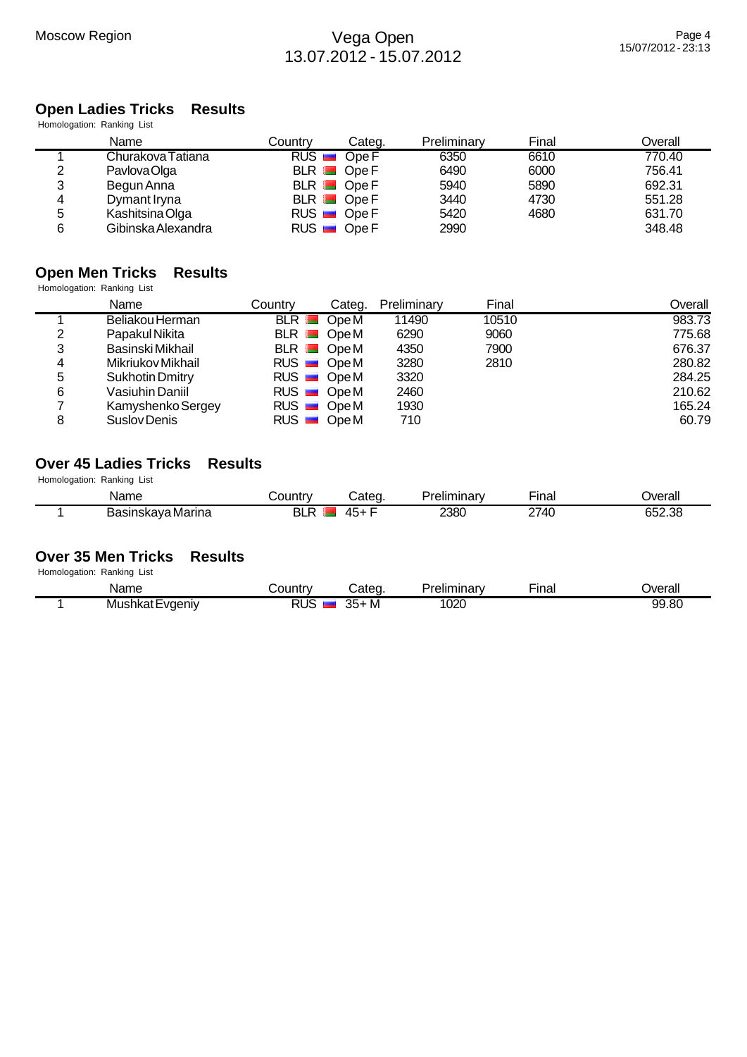## Open Ladies Tricks Results

Homologation: Ranking List

| | Name | Country | Categ. | Preliminary | Final | Overall |
|---|---|---|---|---|---|---|
| 1 | Churakova Tatiana | RUS | Ope F | 6350 | 6610 | 770.40 |
| 2 | Pavlova Olga | BLR | Ope F | 6490 | 6000 | 756.41 |
| 3 | Begun Anna | BLR | Ope F | 5940 | 5890 | 692.31 |
| 4 | Dymant Iryna | BLR | Ope F | 3440 | 4730 | 551.28 |
| 5 | Kashitsina Olga | RUS | Ope F | 5420 | 4680 | 631.70 |
| 6 | Gibinska Alexandra | RUS | Ope F | 2990 | | 348.48 |

## Open Men Tricks Results

Homologation: Ranking List

| | Name | Country | Categ. | Preliminary | Final | Overall |
|---|---|---|---|---|---|---|
| 1 | Beliakou Herman | BLR | Ope M | 11490 | 10510 | 983.73 |
| 2 | Papakul Nikita | BLR | Ope M | 6290 | 9060 | 775.68 |
| 3 | Basinski Mikhail | BLR | Ope M | 4350 | 7900 | 676.37 |
| 4 | Mikriukov Mikhail | RUS | Ope M | 3280 | 2810 | 280.82 |
| 5 | Sukhotin Dmitry | RUS | Ope M | 3320 | | 284.25 |
| 6 | Vasiuhin Daniil | RUS | Ope M | 2460 | | 210.62 |
| 7 | Kamyshenko Sergey | RUS | Ope M | 1930 | | 165.24 |
| 8 | Suslov Denis | RUS | Ope M | 710 | | 60.79 |

## Over 45 Ladies Tricks Results

Homologation: Ranking List

| | Name | Country | Categ. | Preliminary | Final | Overall |
|---|---|---|---|---|---|---|
| 1 | Basinskaya Marina | BLR | 45+ F | 2380 | 2740 | 652.38 |

## Over 35 Men Tricks Results

Homologation: Ranking List

| | Name | Country | Categ. | Preliminary | Final | Overall |
|---|---|---|---|---|---|---|
| 1 | Mushkat Evgeniy | RUS | 35+ M | 1020 | | 99.80 |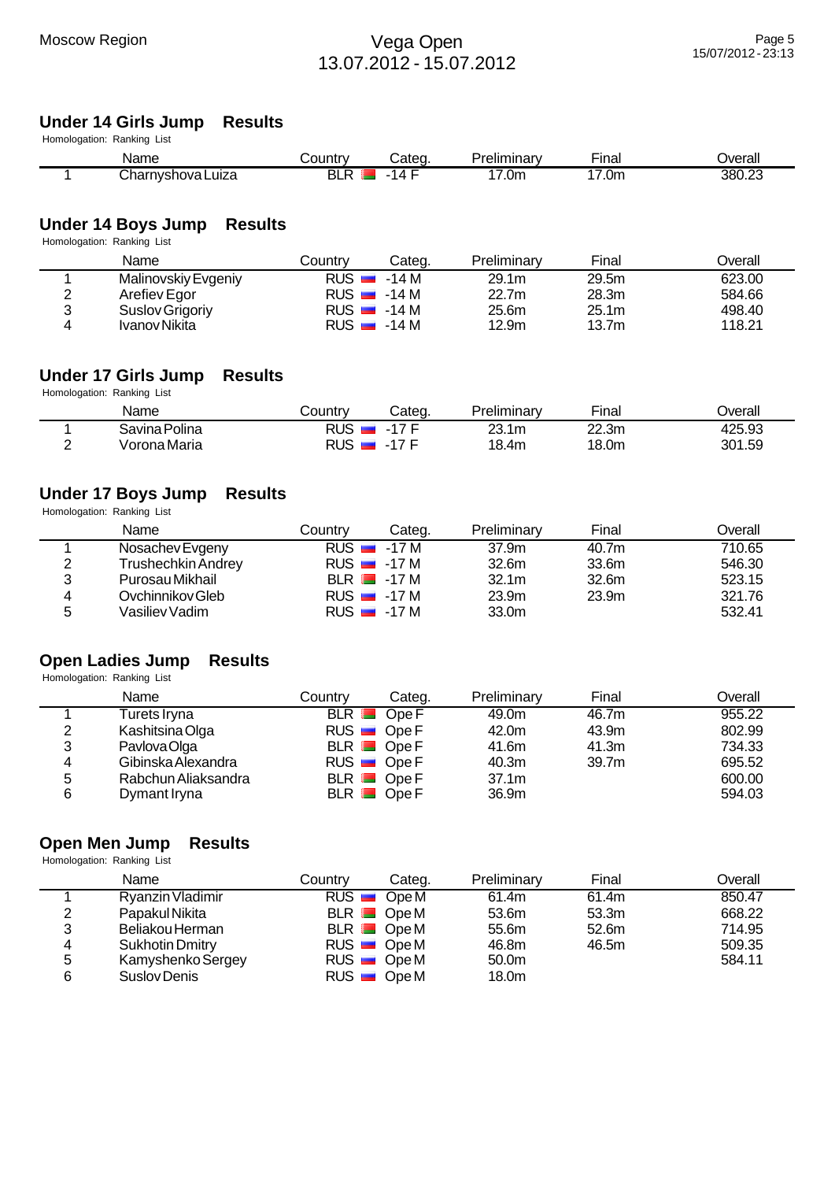## Under 14 Girls Jump Results

Homologation: Ranking List

| | Name | Country | Categ. | Preliminary | Final | Overall |
|---|---|---|---|---|---|---|
| 1 | Charnyshova Luiza | BLR | -14 F | 17.0m | 17.0m | 380.23 |

## Under 14 Boys Jump Results

Homologation: Ranking List

| | Name | Country | Categ. | Preliminary | Final | Overall |
|---|---|---|---|---|---|---|
| 1 | Malinovskiy Evgeniy | RUS | -14 M | 29.1m | 29.5m | 623.00 |
| 2 | Arefiev Egor | RUS | -14 M | 22.7m | 28.3m | 584.66 |
| 3 | Suslov Grigoriy | RUS | -14 M | 25.6m | 25.1m | 498.40 |
| 4 | Ivanov Nikita | RUS | -14 M | 12.9m | 13.7m | 118.21 |

## Under 17 Girls Jump Results

Homologation: Ranking List

| | Name | Country | Categ. | Preliminary | Final | Overall |
|---|---|---|---|---|---|---|
| 1 | Savina Polina | RUS | -17 F | 23.1m | 22.3m | 425.93 |
| 2 | Vorona Maria | RUS | -17 F | 18.4m | 18.0m | 301.59 |

## Under 17 Boys Jump Results

Homologation: Ranking List

| | Name | Country | Categ. | Preliminary | Final | Overall |
|---|---|---|---|---|---|---|
| 1 | Nosachev Evgeny | RUS | -17 M | 37.9m | 40.7m | 710.65 |
| 2 | Trushechkin Andrey | RUS | -17 M | 32.6m | 33.6m | 546.30 |
| 3 | Purosau Mikhail | BLR | -17 M | 32.1m | 32.6m | 523.15 |
| 4 | Ovchinnikov Gleb | RUS | -17 M | 23.9m | 23.9m | 321.76 |
| 5 | Vasiliev Vadim | RUS | -17 M | 33.0m | | 532.41 |

## Open Ladies Jump Results

Homologation: Ranking List

| | Name | Country | Categ. | Preliminary | Final | Overall |
|---|---|---|---|---|---|---|
| 1 | Turets Iryna | BLR | Ope F | 49.0m | 46.7m | 955.22 |
| 2 | Kashitsina Olga | RUS | Ope F | 42.0m | 43.9m | 802.99 |
| 3 | Pavlova Olga | BLR | Ope F | 41.6m | 41.3m | 734.33 |
| 4 | Gibinska Alexandra | RUS | Ope F | 40.3m | 39.7m | 695.52 |
| 5 | Rabchun Aliaksandra | BLR | Ope F | 37.1m | | 600.00 |
| 6 | Dymant Iryna | BLR | Ope F | 36.9m | | 594.03 |

## Open Men Jump Results

Homologation: Ranking List

| | Name | Country | Categ. | Preliminary | Final | Overall |
|---|---|---|---|---|---|---|
| 1 | Ryanzin Vladimir | RUS | Ope M | 61.4m | 61.4m | 850.47 |
| 2 | Papakul Nikita | BLR | Ope M | 53.6m | 53.3m | 668.22 |
| 3 | Beliakou Herman | BLR | Ope M | 55.6m | 52.6m | 714.95 |
| 4 | Sukhotin Dmitry | RUS | Ope M | 46.8m | 46.5m | 509.35 |
| 5 | Kamyshenko Sergey | RUS | Ope M | 50.0m | | 584.11 |
| 6 | Suslov Denis | RUS | Ope M | 18.0m | | |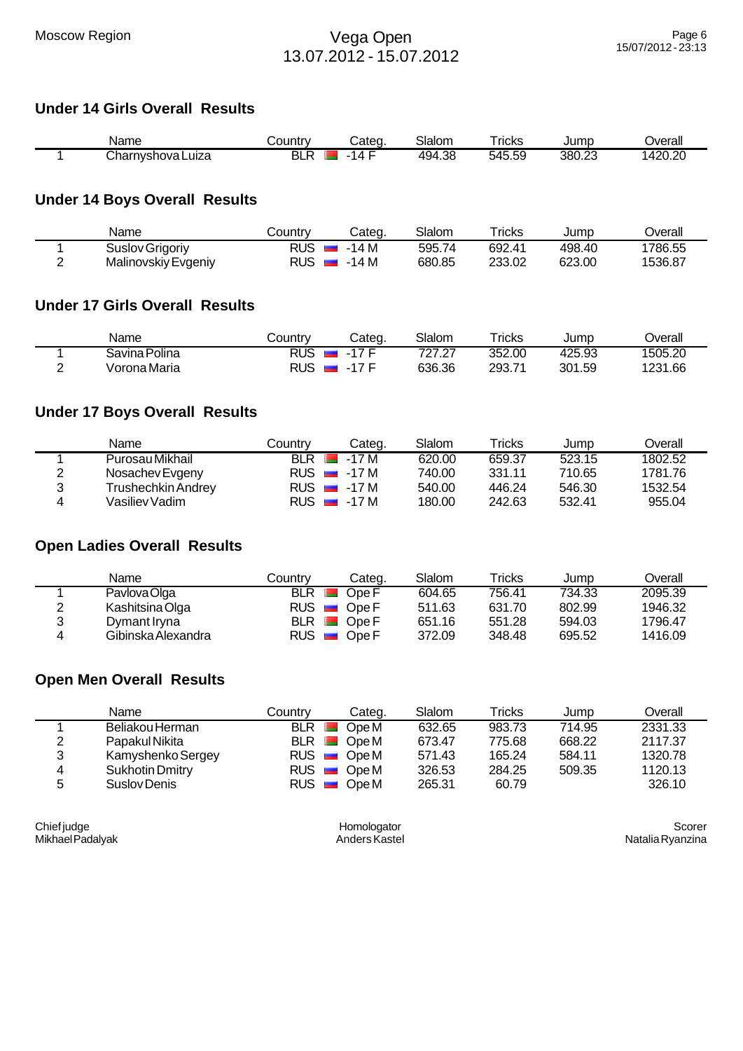## Under 14 Girls Overall Results

| | Name | Country | Categ. | Slalom | Tricks | Jump | Overall |
|---|---|---|---|---|---|---|---|
| 1 | Charnyshova Luiza | BLR | -14 F | 494.38 | 545.59 | 380.23 | 1420.20 |

## Under 14 Boys Overall Results

| | Name | Country | Categ. | Slalom | Tricks | Jump | Overall |
|---|---|---|---|---|---|---|---|
| 1 | Suslov Grigoriy | RUS | -14 M | 595.74 | 692.41 | 498.40 | 1786.55 |
| 2 | Malinovskiy Evgeniy | RUS | -14 M | 680.85 | 233.02 | 623.00 | 1536.87 |

## Under 17 Girls Overall Results

| | Name | Country | Categ. | Slalom | Tricks | Jump | Overall |
|---|---|---|---|---|---|---|---|
| 1 | Savina Polina | RUS | -17 F | 727.27 | 352.00 | 425.93 | 1505.20 |
| 2 | Vorona Maria | RUS | -17 F | 636.36 | 293.71 | 301.59 | 1231.66 |

## Under 17 Boys Overall Results

| | Name | Country | Categ. | Slalom | Tricks | Jump | Overall |
|---|---|---|---|---|---|---|---|
| 1 | Purosau Mikhail | BLR | -17 M | 620.00 | 659.37 | 523.15 | 1802.52 |
| 2 | Nosachev Evgeny | RUS | -17 M | 740.00 | 331.11 | 710.65 | 1781.76 |
| 3 | Trushechkin Andrey | RUS | -17 M | 540.00 | 446.24 | 546.30 | 1532.54 |
| 4 | Vasiliev Vadim | RUS | -17 M | 180.00 | 242.63 | 532.41 | 955.04 |

## Open Ladies Overall Results

| | Name | Country | Categ. | Slalom | Tricks | Jump | Overall |
|---|---|---|---|---|---|---|---|
| 1 | Pavlova Olga | BLR | Ope F | 604.65 | 756.41 | 734.33 | 2095.39 |
| 2 | Kashitsina Olga | RUS | Ope F | 511.63 | 631.70 | 802.99 | 1946.32 |
| 3 | Dymant Iryna | BLR | Ope F | 651.16 | 551.28 | 594.03 | 1796.47 |
| 4 | Gibinska Alexandra | RUS | Ope F | 372.09 | 348.48 | 695.52 | 1416.09 |

## Open Men Overall Results

| | Name | Country | Categ. | Slalom | Tricks | Jump | Overall |
|---|---|---|---|---|---|---|---|
| 1 | Beliakou Herman | BLR | Ope M | 632.65 | 983.73 | 714.95 | 2331.33 |
| 2 | Papakul Nikita | BLR | Ope M | 673.47 | 775.68 | 668.22 | 2117.37 |
| 3 | Kamyshenko Sergey | RUS | Ope M | 571.43 | 165.24 | 584.11 | 1320.78 |
| 4 | Sukhotin Dmitry | RUS | Ope M | 326.53 | 284.25 | 509.35 | 1120.13 |
| 5 | Suslov Denis | RUS | Ope M | 265.31 | 60.79 | | 326.10 |

Chief judge
Mikhael Padalyak

Homologator
Anders Kastel

Scorer
Natalia Ryanzina